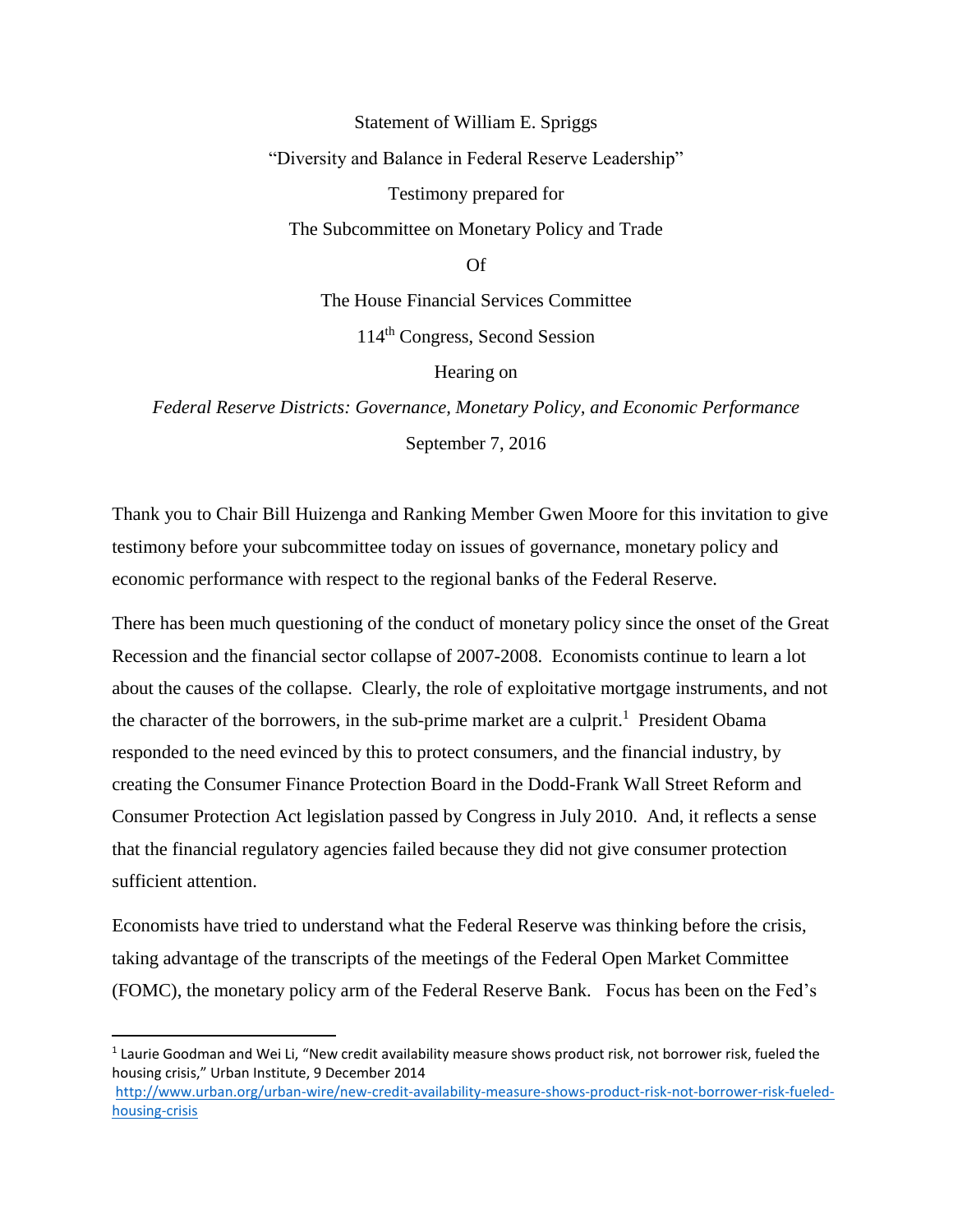Statement of William E. Spriggs

"Diversity and Balance in Federal Reserve Leadership"

Testimony prepared for

The Subcommittee on Monetary Policy and Trade

Of

The House Financial Services Committee

114th Congress, Second Session

Hearing on

*Federal Reserve Districts: Governance, Monetary Policy, and Economic Performance*

September 7, 2016

Thank you to Chair Bill Huizenga and Ranking Member Gwen Moore for this invitation to give testimony before your subcommittee today on issues of governance, monetary policy and economic performance with respect to the regional banks of the Federal Reserve.

There has been much questioning of the conduct of monetary policy since the onset of the Great Recession and the financial sector collapse of 2007-2008. Economists continue to learn a lot about the causes of the collapse. Clearly, the role of exploitative mortgage instruments, and not the character of the borrowers, in the sub-prime market are a culprit.[1] President Obama responded to the need evinced by this to protect consumers, and the financial industry, by creating the Consumer Finance Protection Board in the Dodd-Frank Wall Street Reform and Consumer Protection Act legislation passed by Congress in July 2010. And, it reflects a sense that the financial regulatory agencies failed because they did not give consumer protection sufficient attention.

Economists have tried to understand what the Federal Reserve was thinking before the crisis, taking advantage of the transcripts of the meetings of the Federal Open Market Committee (FOMC), the monetary policy arm of the Federal Reserve Bank. Focus has been on the Fed's

---

[1] Laurie Goodman and Wei Li, "New credit availability measure shows product risk, not borrower risk, fueled the housing crisis," Urban Institute, 9 December 2014 http://www.urban.org/urban-wire/new-credit-availability-measure-shows-product-risk-not-borrower-risk-fueled-housing-crisis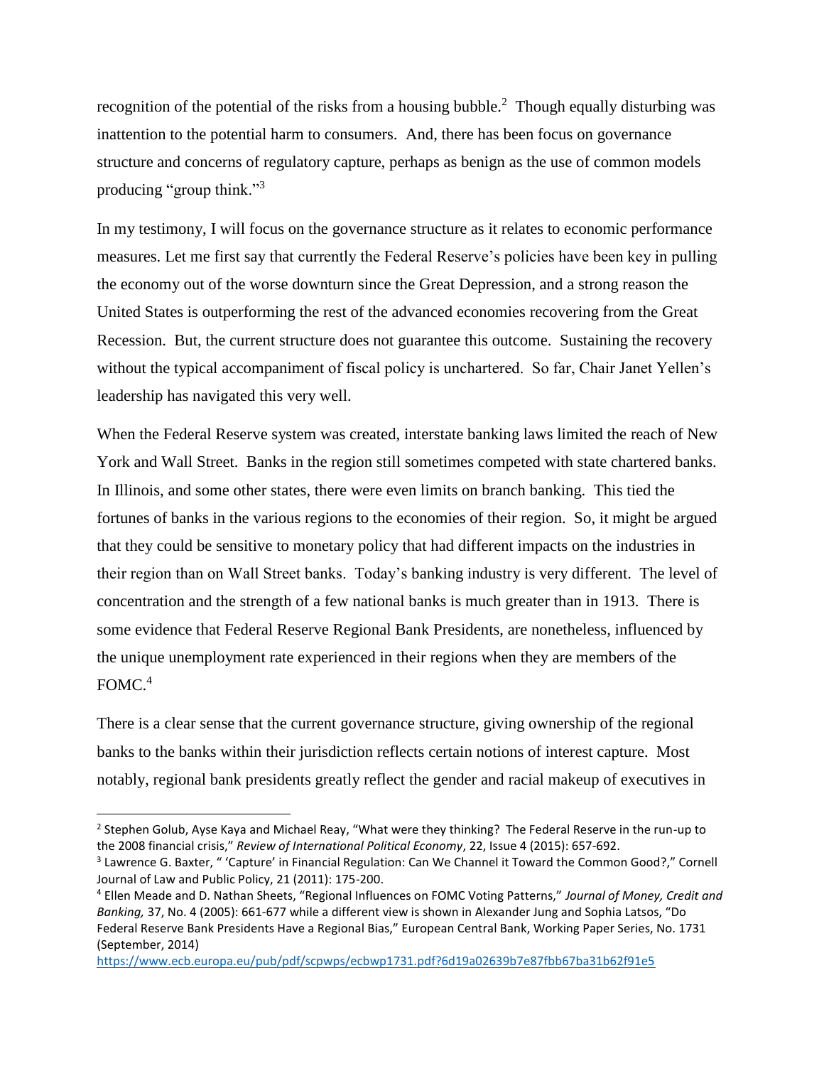recognition of the potential of the risks from a housing bubble.[2] Though equally disturbing was inattention to the potential harm to consumers. And, there has been focus on governance structure and concerns of regulatory capture, perhaps as benign as the use of common models producing "group think."[3]

In my testimony, I will focus on the governance structure as it relates to economic performance measures. Let me first say that currently the Federal Reserve's policies have been key in pulling the economy out of the worse downturn since the Great Depression, and a strong reason the United States is outperforming the rest of the advanced economies recovering from the Great Recession. But, the current structure does not guarantee this outcome. Sustaining the recovery without the typical accompaniment of fiscal policy is unchartered. So far, Chair Janet Yellen's leadership has navigated this very well.

When the Federal Reserve system was created, interstate banking laws limited the reach of New York and Wall Street. Banks in the region still sometimes competed with state chartered banks. In Illinois, and some other states, there were even limits on branch banking. This tied the fortunes of banks in the various regions to the economies of their region. So, it might be argued that they could be sensitive to monetary policy that had different impacts on the industries in their region than on Wall Street banks. Today's banking industry is very different. The level of concentration and the strength of a few national banks is much greater than in 1913. There is some evidence that Federal Reserve Regional Bank Presidents, are nonetheless, influenced by the unique unemployment rate experienced in their regions when they are members of the FOMC.[4]

There is a clear sense that the current governance structure, giving ownership of the regional banks to the banks within their jurisdiction reflects certain notions of interest capture. Most notably, regional bank presidents greatly reflect the gender and racial makeup of executives in

---

[2] Stephen Golub, Ayse Kaya and Michael Reay, "What were they thinking? The Federal Reserve in the run-up to the 2008 financial crisis," *Review of International Political Economy*, 22, Issue 4 (2015): 657-692.

[3] Lawrence G. Baxter, " 'Capture' in Financial Regulation: Can We Channel it Toward the Common Good?," Cornell Journal of Law and Public Policy, 21 (2011): 175-200.

[4] Ellen Meade and D. Nathan Sheets, "Regional Influences on FOMC Voting Patterns," *Journal of Money, Credit and Banking,* 37, No. 4 (2005): 661-677 while a different view is shown in Alexander Jung and Sophia Latsos, "Do Federal Reserve Bank Presidents Have a Regional Bias," European Central Bank, Working Paper Series, No. 1731 (September, 2014) https://www.ecb.europa.eu/pub/pdf/scpwps/ecbwp1731.pdf?6d19a02639b7e87fbb67ba31b62f91e5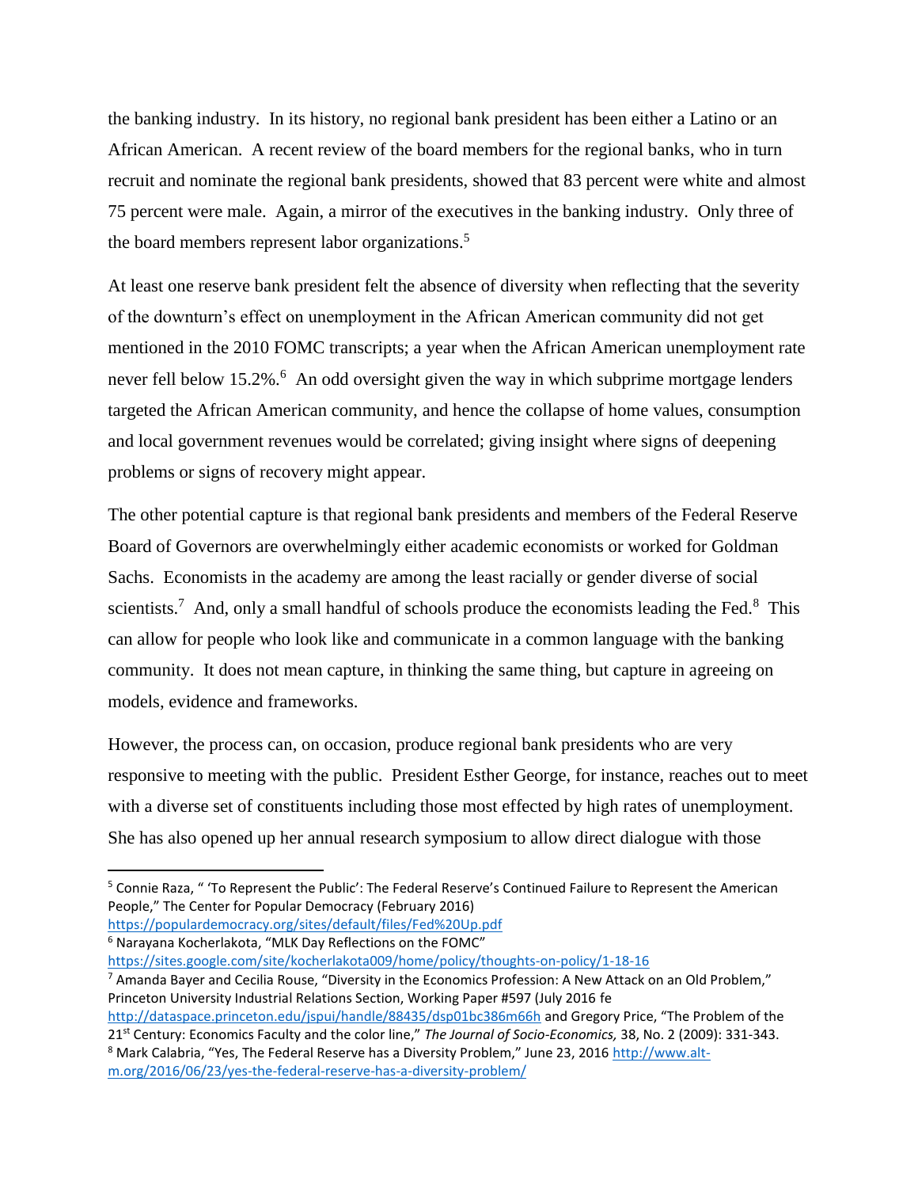the banking industry. In its history, no regional bank president has been either a Latino or an African American. A recent review of the board members for the regional banks, who in turn recruit and nominate the regional bank presidents, showed that 83 percent were white and almost 75 percent were male. Again, a mirror of the executives in the banking industry. Only three of the board members represent labor organizations.[5]

At least one reserve bank president felt the absence of diversity when reflecting that the severity of the downturn's effect on unemployment in the African American community did not get mentioned in the 2010 FOMC transcripts; a year when the African American unemployment rate never fell below 15.2%.[6] An odd oversight given the way in which subprime mortgage lenders targeted the African American community, and hence the collapse of home values, consumption and local government revenues would be correlated; giving insight where signs of deepening problems or signs of recovery might appear.

The other potential capture is that regional bank presidents and members of the Federal Reserve Board of Governors are overwhelmingly either academic economists or worked for Goldman Sachs. Economists in the academy are among the least racially or gender diverse of social scientists.[7] And, only a small handful of schools produce the economists leading the Fed.[8] This can allow for people who look like and communicate in a common language with the banking community. It does not mean capture, in thinking the same thing, but capture in agreeing on models, evidence and frameworks.

However, the process can, on occasion, produce regional bank presidents who are very responsive to meeting with the public. President Esther George, for instance, reaches out to meet with a diverse set of constituents including those most effected by high rates of unemployment. She has also opened up her annual research symposium to allow direct dialogue with those

---

[5] Connie Raza, " 'To Represent the Public': The Federal Reserve's Continued Failure to Represent the American People," The Center for Popular Democracy (February 2016) https://populardemocracy.org/sites/default/files/Fed%20Up.pdf

[6] Narayana Kocherlakota, "MLK Day Reflections on the FOMC" https://sites.google.com/site/kocherlakota009/home/policy/thoughts-on-policy/1-18-16

[7] Amanda Bayer and Cecilia Rouse, "Diversity in the Economics Profession: A New Attack on an Old Problem," Princeton University Industrial Relations Section, Working Paper #597 (July 2016 fe http://dataspace.princeton.edu/jspui/handle/88435/dsp01bc386m66h and Gregory Price, "The Problem of the 21st Century: Economics Faculty and the color line," *The Journal of Socio-Economics,* 38, No. 2 (2009): 331-343.

[8] Mark Calabria, "Yes, The Federal Reserve has a Diversity Problem," June 23, 2016 http://www.alt-m.org/2016/06/23/yes-the-federal-reserve-has-a-diversity-problem/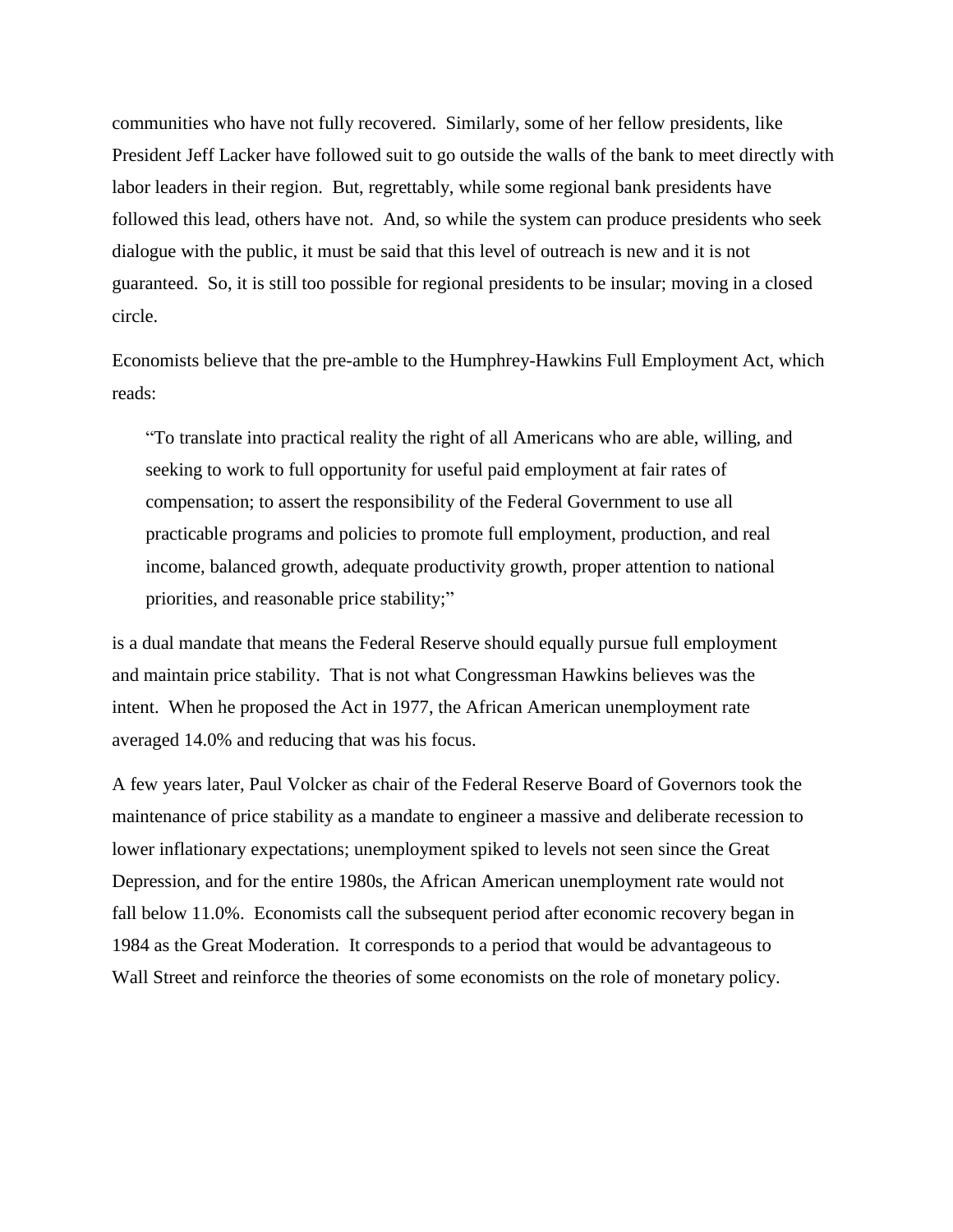communities who have not fully recovered. Similarly, some of her fellow presidents, like President Jeff Lacker have followed suit to go outside the walls of the bank to meet directly with labor leaders in their region. But, regrettably, while some regional bank presidents have followed this lead, others have not. And, so while the system can produce presidents who seek dialogue with the public, it must be said that this level of outreach is new and it is not guaranteed. So, it is still too possible for regional presidents to be insular; moving in a closed circle.

Economists believe that the pre-amble to the Humphrey-Hawkins Full Employment Act, which reads:

> "To translate into practical reality the right of all Americans who are able, willing, and seeking to work to full opportunity for useful paid employment at fair rates of compensation; to assert the responsibility of the Federal Government to use all practicable programs and policies to promote full employment, production, and real income, balanced growth, adequate productivity growth, proper attention to national priorities, and reasonable price stability;"

is a dual mandate that means the Federal Reserve should equally pursue full employment and maintain price stability. That is not what Congressman Hawkins believes was the intent. When he proposed the Act in 1977, the African American unemployment rate averaged 14.0% and reducing that was his focus.

A few years later, Paul Volcker as chair of the Federal Reserve Board of Governors took the maintenance of price stability as a mandate to engineer a massive and deliberate recession to lower inflationary expectations; unemployment spiked to levels not seen since the Great Depression, and for the entire 1980s, the African American unemployment rate would not fall below 11.0%. Economists call the subsequent period after economic recovery began in 1984 as the Great Moderation. It corresponds to a period that would be advantageous to Wall Street and reinforce the theories of some economists on the role of monetary policy.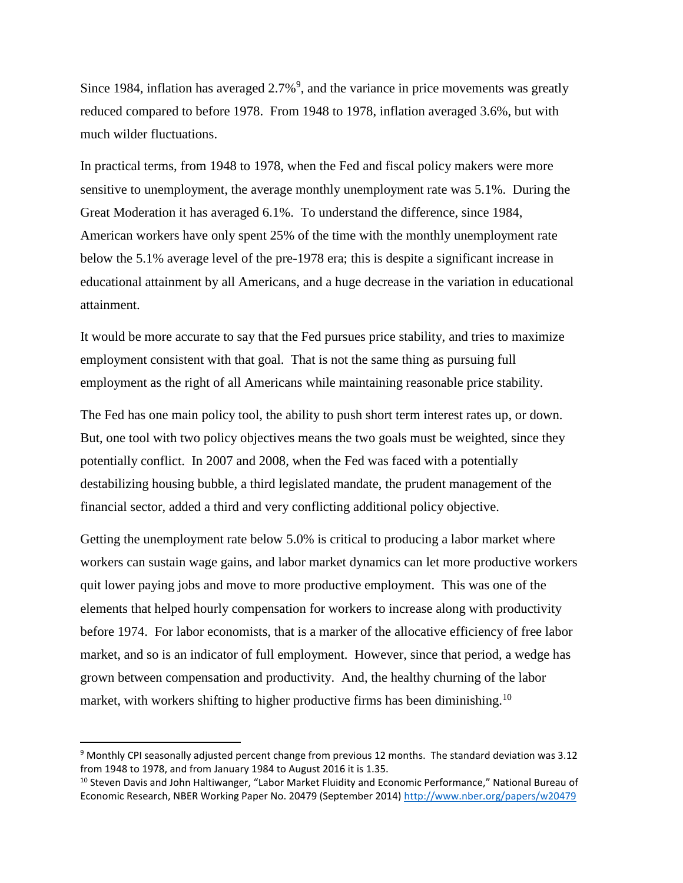Since 1984, inflation has averaged 2.7%[9], and the variance in price movements was greatly reduced compared to before 1978. From 1948 to 1978, inflation averaged 3.6%, but with much wilder fluctuations.

In practical terms, from 1948 to 1978, when the Fed and fiscal policy makers were more sensitive to unemployment, the average monthly unemployment rate was 5.1%. During the Great Moderation it has averaged 6.1%. To understand the difference, since 1984, American workers have only spent 25% of the time with the monthly unemployment rate below the 5.1% average level of the pre-1978 era; this is despite a significant increase in educational attainment by all Americans, and a huge decrease in the variation in educational attainment.

It would be more accurate to say that the Fed pursues price stability, and tries to maximize employment consistent with that goal. That is not the same thing as pursuing full employment as the right of all Americans while maintaining reasonable price stability.

The Fed has one main policy tool, the ability to push short term interest rates up, or down. But, one tool with two policy objectives means the two goals must be weighted, since they potentially conflict. In 2007 and 2008, when the Fed was faced with a potentially destabilizing housing bubble, a third legislated mandate, the prudent management of the financial sector, added a third and very conflicting additional policy objective.

Getting the unemployment rate below 5.0% is critical to producing a labor market where workers can sustain wage gains, and labor market dynamics can let more productive workers quit lower paying jobs and move to more productive employment. This was one of the elements that helped hourly compensation for workers to increase along with productivity before 1974. For labor economists, that is a marker of the allocative efficiency of free labor market, and so is an indicator of full employment. However, since that period, a wedge has grown between compensation and productivity. And, the healthy churning of the labor market, with workers shifting to higher productive firms has been diminishing.[10]

---

[9] Monthly CPI seasonally adjusted percent change from previous 12 months. The standard deviation was 3.12 from 1948 to 1978, and from January 1984 to August 2016 it is 1.35.

[10] Steven Davis and John Haltiwanger, "Labor Market Fluidity and Economic Performance," National Bureau of Economic Research, NBER Working Paper No. 20479 (September 2014) http://www.nber.org/papers/w20479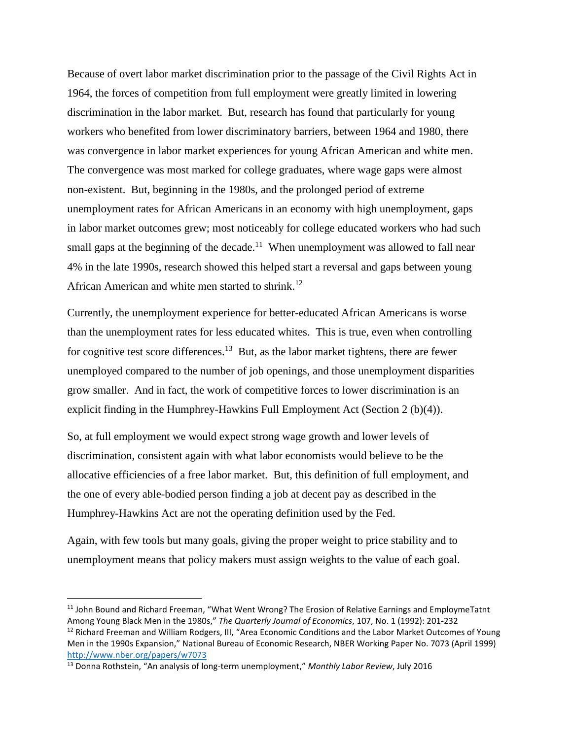Because of overt labor market discrimination prior to the passage of the Civil Rights Act in 1964, the forces of competition from full employment were greatly limited in lowering discrimination in the labor market. But, research has found that particularly for young workers who benefited from lower discriminatory barriers, between 1964 and 1980, there was convergence in labor market experiences for young African American and white men. The convergence was most marked for college graduates, where wage gaps were almost non-existent. But, beginning in the 1980s, and the prolonged period of extreme unemployment rates for African Americans in an economy with high unemployment, gaps in labor market outcomes grew; most noticeably for college educated workers who had such small gaps at the beginning of the decade.[11] When unemployment was allowed to fall near 4% in the late 1990s, research showed this helped start a reversal and gaps between young African American and white men started to shrink.[12]

Currently, the unemployment experience for better-educated African Americans is worse than the unemployment rates for less educated whites. This is true, even when controlling for cognitive test score differences.[13] But, as the labor market tightens, there are fewer unemployed compared to the number of job openings, and those unemployment disparities grow smaller. And in fact, the work of competitive forces to lower discrimination is an explicit finding in the Humphrey-Hawkins Full Employment Act (Section 2 (b)(4)).

So, at full employment we would expect strong wage growth and lower levels of discrimination, consistent again with what labor economists would believe to be the allocative efficiencies of a free labor market. But, this definition of full employment, and the one of every able-bodied person finding a job at decent pay as described in the Humphrey-Hawkins Act are not the operating definition used by the Fed.

Again, with few tools but many goals, giving the proper weight to price stability and to unemployment means that policy makers must assign weights to the value of each goal.

---

[11] John Bound and Richard Freeman, "What Went Wrong? The Erosion of Relative Earnings and EmploymeTatnt Among Young Black Men in the 1980s," *The Quarterly Journal of Economics*, 107, No. 1 (1992): 201-232

[12] Richard Freeman and William Rodgers, III, "Area Economic Conditions and the Labor Market Outcomes of Young Men in the 1990s Expansion," National Bureau of Economic Research, NBER Working Paper No. 7073 (April 1999) http://www.nber.org/papers/w7073

[13] Donna Rothstein, "An analysis of long-term unemployment," *Monthly Labor Review*, July 2016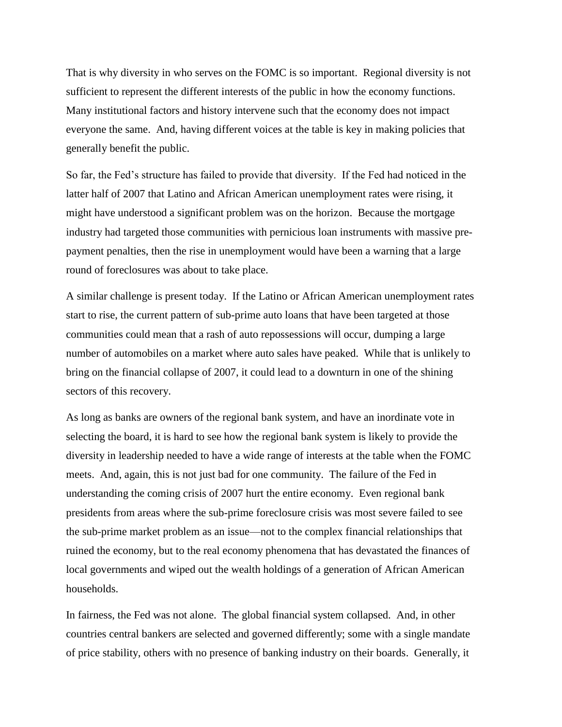That is why diversity in who serves on the FOMC is so important. Regional diversity is not sufficient to represent the different interests of the public in how the economy functions. Many institutional factors and history intervene such that the economy does not impact everyone the same. And, having different voices at the table is key in making policies that generally benefit the public.

So far, the Fed's structure has failed to provide that diversity. If the Fed had noticed in the latter half of 2007 that Latino and African American unemployment rates were rising, it might have understood a significant problem was on the horizon. Because the mortgage industry had targeted those communities with pernicious loan instruments with massive pre-payment penalties, then the rise in unemployment would have been a warning that a large round of foreclosures was about to take place.

A similar challenge is present today. If the Latino or African American unemployment rates start to rise, the current pattern of sub-prime auto loans that have been targeted at those communities could mean that a rash of auto repossessions will occur, dumping a large number of automobiles on a market where auto sales have peaked. While that is unlikely to bring on the financial collapse of 2007, it could lead to a downturn in one of the shining sectors of this recovery.

As long as banks are owners of the regional bank system, and have an inordinate vote in selecting the board, it is hard to see how the regional bank system is likely to provide the diversity in leadership needed to have a wide range of interests at the table when the FOMC meets. And, again, this is not just bad for one community. The failure of the Fed in understanding the coming crisis of 2007 hurt the entire economy. Even regional bank presidents from areas where the sub-prime foreclosure crisis was most severe failed to see the sub-prime market problem as an issue—not to the complex financial relationships that ruined the economy, but to the real economy phenomena that has devastated the finances of local governments and wiped out the wealth holdings of a generation of African American households.

In fairness, the Fed was not alone. The global financial system collapsed. And, in other countries central bankers are selected and governed differently; some with a single mandate of price stability, others with no presence of banking industry on their boards. Generally, it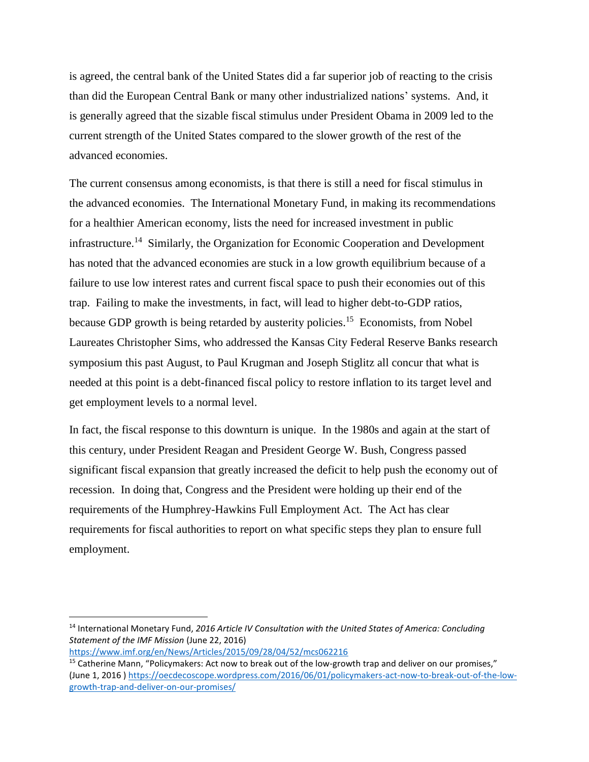is agreed, the central bank of the United States did a far superior job of reacting to the crisis than did the European Central Bank or many other industrialized nations' systems. And, it is generally agreed that the sizable fiscal stimulus under President Obama in 2009 led to the current strength of the United States compared to the slower growth of the rest of the advanced economies.

The current consensus among economists, is that there is still a need for fiscal stimulus in the advanced economies. The International Monetary Fund, in making its recommendations for a healthier American economy, lists the need for increased investment in public infrastructure.[14] Similarly, the Organization for Economic Cooperation and Development has noted that the advanced economies are stuck in a low growth equilibrium because of a failure to use low interest rates and current fiscal space to push their economies out of this trap. Failing to make the investments, in fact, will lead to higher debt-to-GDP ratios, because GDP growth is being retarded by austerity policies.[15] Economists, from Nobel Laureates Christopher Sims, who addressed the Kansas City Federal Reserve Banks research symposium this past August, to Paul Krugman and Joseph Stiglitz all concur that what is needed at this point is a debt-financed fiscal policy to restore inflation to its target level and get employment levels to a normal level.

In fact, the fiscal response to this downturn is unique. In the 1980s and again at the start of this century, under President Reagan and President George W. Bush, Congress passed significant fiscal expansion that greatly increased the deficit to help push the economy out of recession. In doing that, Congress and the President were holding up their end of the requirements of the Humphrey-Hawkins Full Employment Act. The Act has clear requirements for fiscal authorities to report on what specific steps they plan to ensure full employment.

---

[14] International Monetary Fund, *2016 Article IV Consultation with the United States of America: Concluding Statement of the IMF Mission* (June 22, 2016) https://www.imf.org/en/News/Articles/2015/09/28/04/52/mcs062216

[15] Catherine Mann, "Policymakers: Act now to break out of the low-growth trap and deliver on our promises," (June 1, 2016 ) https://oecdecoscope.wordpress.com/2016/06/01/policymakers-act-now-to-break-out-of-the-low-growth-trap-and-deliver-on-our-promises/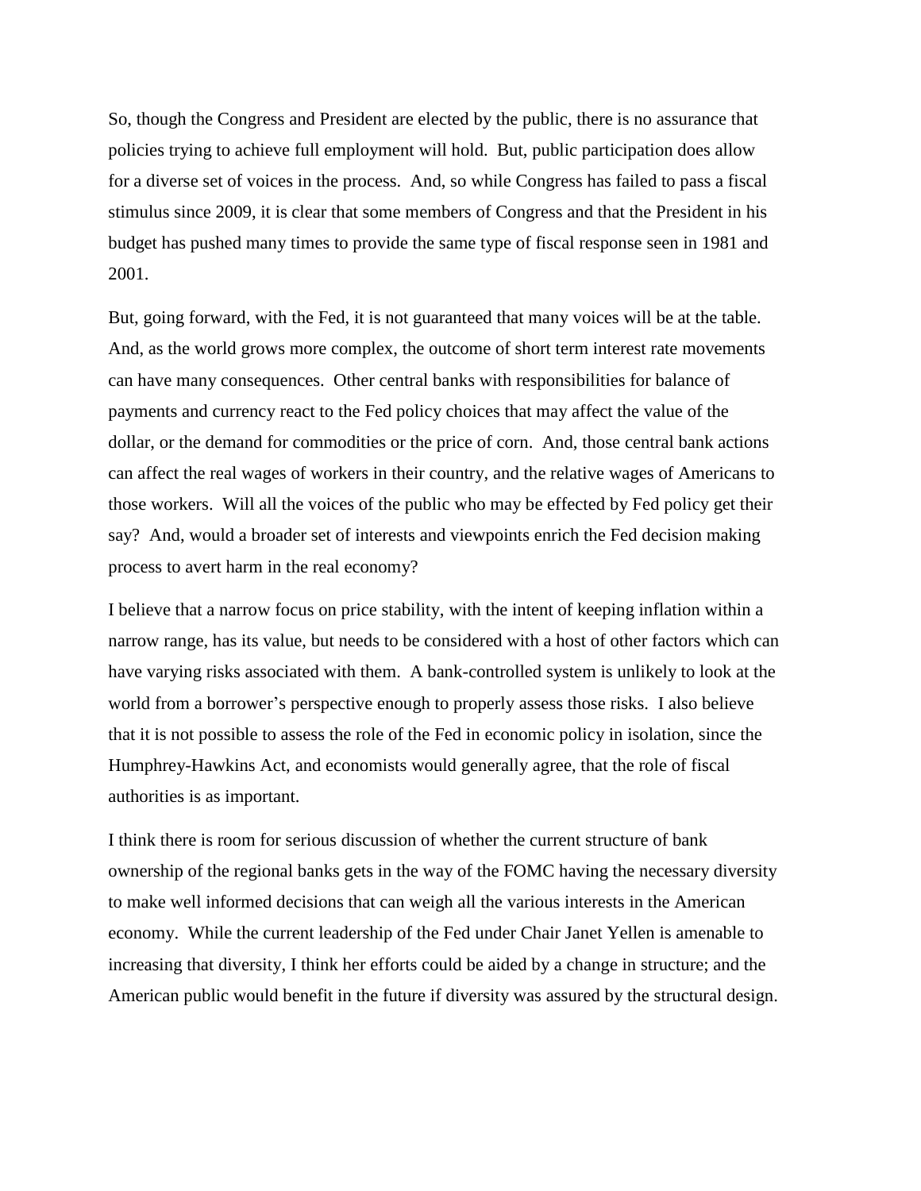So, though the Congress and President are elected by the public, there is no assurance that policies trying to achieve full employment will hold. But, public participation does allow for a diverse set of voices in the process. And, so while Congress has failed to pass a fiscal stimulus since 2009, it is clear that some members of Congress and that the President in his budget has pushed many times to provide the same type of fiscal response seen in 1981 and 2001.

But, going forward, with the Fed, it is not guaranteed that many voices will be at the table. And, as the world grows more complex, the outcome of short term interest rate movements can have many consequences. Other central banks with responsibilities for balance of payments and currency react to the Fed policy choices that may affect the value of the dollar, or the demand for commodities or the price of corn. And, those central bank actions can affect the real wages of workers in their country, and the relative wages of Americans to those workers. Will all the voices of the public who may be effected by Fed policy get their say? And, would a broader set of interests and viewpoints enrich the Fed decision making process to avert harm in the real economy?

I believe that a narrow focus on price stability, with the intent of keeping inflation within a narrow range, has its value, but needs to be considered with a host of other factors which can have varying risks associated with them. A bank-controlled system is unlikely to look at the world from a borrower's perspective enough to properly assess those risks. I also believe that it is not possible to assess the role of the Fed in economic policy in isolation, since the Humphrey-Hawkins Act, and economists would generally agree, that the role of fiscal authorities is as important.

I think there is room for serious discussion of whether the current structure of bank ownership of the regional banks gets in the way of the FOMC having the necessary diversity to make well informed decisions that can weigh all the various interests in the American economy. While the current leadership of the Fed under Chair Janet Yellen is amenable to increasing that diversity, I think her efforts could be aided by a change in structure; and the American public would benefit in the future if diversity was assured by the structural design.